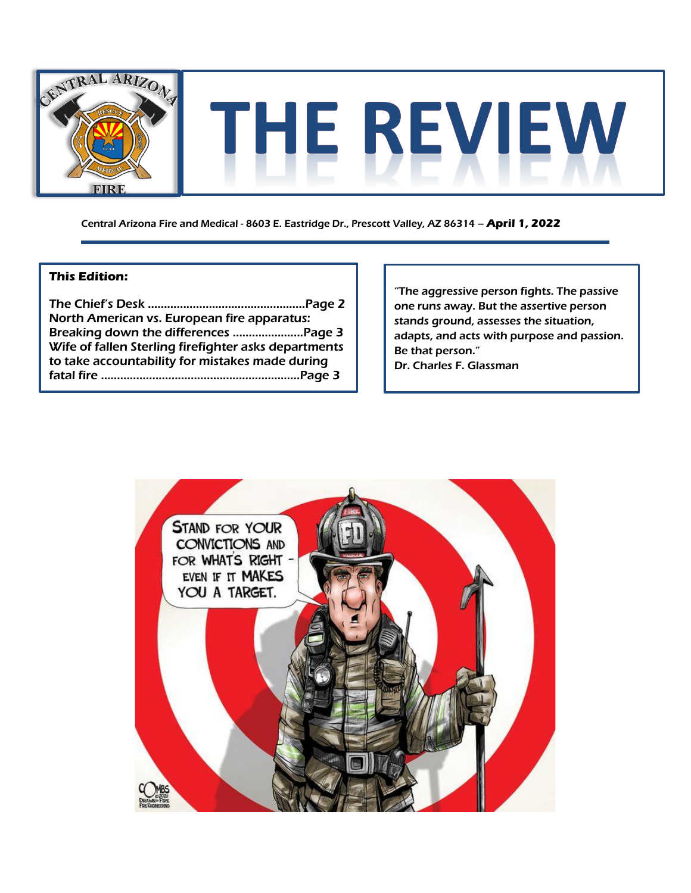# THE REVIEW

Central Arizona Fire and Medical - 8603 E. Eastridge Dr., Prescott Valley, AZ 86314 – **April 1, 2022**

**This Edition:**

The Chief's Desk ................................................Page 2
North American vs. European fire apparatus: Breaking down the differences .....................Page 3
Wife of fallen Sterling firefighter asks departments to take accountability for mistakes made during fatal fire .............................................................Page 3

*"The aggressive person fights. The passive one runs away. But the assertive person stands ground, assesses the situation, adapts, and acts with purpose and passion. Be that person."*
Dr. Charles F. Glassman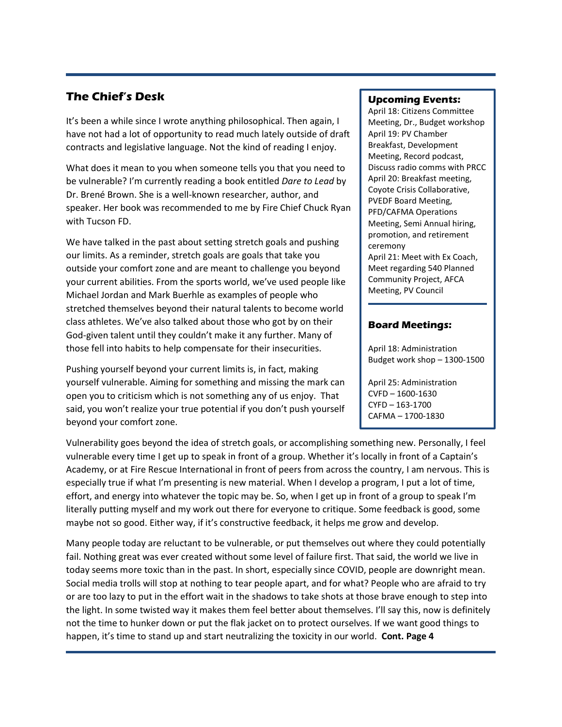## The Chief's Desk

It's been a while since I wrote anything philosophical. Then again, I have not had a lot of opportunity to read much lately outside of draft contracts and legislative language. Not the kind of reading I enjoy.

What does it mean to you when someone tells you that you need to be vulnerable? I'm currently reading a book entitled *Dare to Lead* by Dr. Brené Brown. She is a well-known researcher, author, and speaker. Her book was recommended to me by Fire Chief Chuck Ryan with Tucson FD.

We have talked in the past about setting stretch goals and pushing our limits. As a reminder, stretch goals are goals that take you outside your comfort zone and are meant to challenge you beyond your current abilities. From the sports world, we've used people like Michael Jordan and Mark Buerhle as examples of people who stretched themselves beyond their natural talents to become world class athletes. We've also talked about those who got by on their God-given talent until they couldn't make it any further. Many of those fell into habits to help compensate for their insecurities.

Pushing yourself beyond your current limits is, in fact, making yourself vulnerable. Aiming for something and missing the mark can open you to criticism which is not something any of us enjoy. That said, you won't realize your true potential if you don't push yourself beyond your comfort zone.

Vulnerability goes beyond the idea of stretch goals, or accomplishing something new. Personally, I feel vulnerable every time I get up to speak in front of a group. Whether it's locally in front of a Captain's Academy, or at Fire Rescue International in front of peers from across the country, I am nervous. This is especially true if what I'm presenting is new material. When I develop a program, I put a lot of time, effort, and energy into whatever the topic may be. So, when I get up in front of a group to speak I'm literally putting myself and my work out there for everyone to critique. Some feedback is good, some maybe not so good. Either way, if it's constructive feedback, it helps me grow and develop.

Many people today are reluctant to be vulnerable, or put themselves out where they could potentially fail. Nothing great was ever created without some level of failure first. That said, the world we live in today seems more toxic than in the past. In short, especially since COVID, people are downright mean. Social media trolls will stop at nothing to tear people apart, and for what? People who are afraid to try or are too lazy to put in the effort wait in the shadows to take shots at those brave enough to step into the light. In some twisted way it makes them feel better about themselves. I'll say this, now is definitely not the time to hunker down or put the flak jacket on to protect ourselves. If we want good things to happen, it's time to stand up and start neutralizing the toxicity in our world. **Cont. Page 4**

### Upcoming Events:

April 18: Citizens Committee Meeting, Dr., Budget workshop
April 19: PV Chamber Breakfast, Development Meeting, Record podcast, Discuss radio comms with PRCC
April 20: Breakfast meeting, Coyote Crisis Collaborative, PVEDF Board Meeting, PFD/CAFMA Operations Meeting, Semi Annual hiring, promotion, and retirement ceremony
April 21: Meet with Ex Coach, Meet regarding 540 Planned Community Project, AFCA Meeting, PV Council

### Board Meetings:

April 18: Administration Budget work shop – 1300-1500

April 25: Administration
CVFD – 1600-1630
CYFD – 163-1700
CAFMA – 1700-1830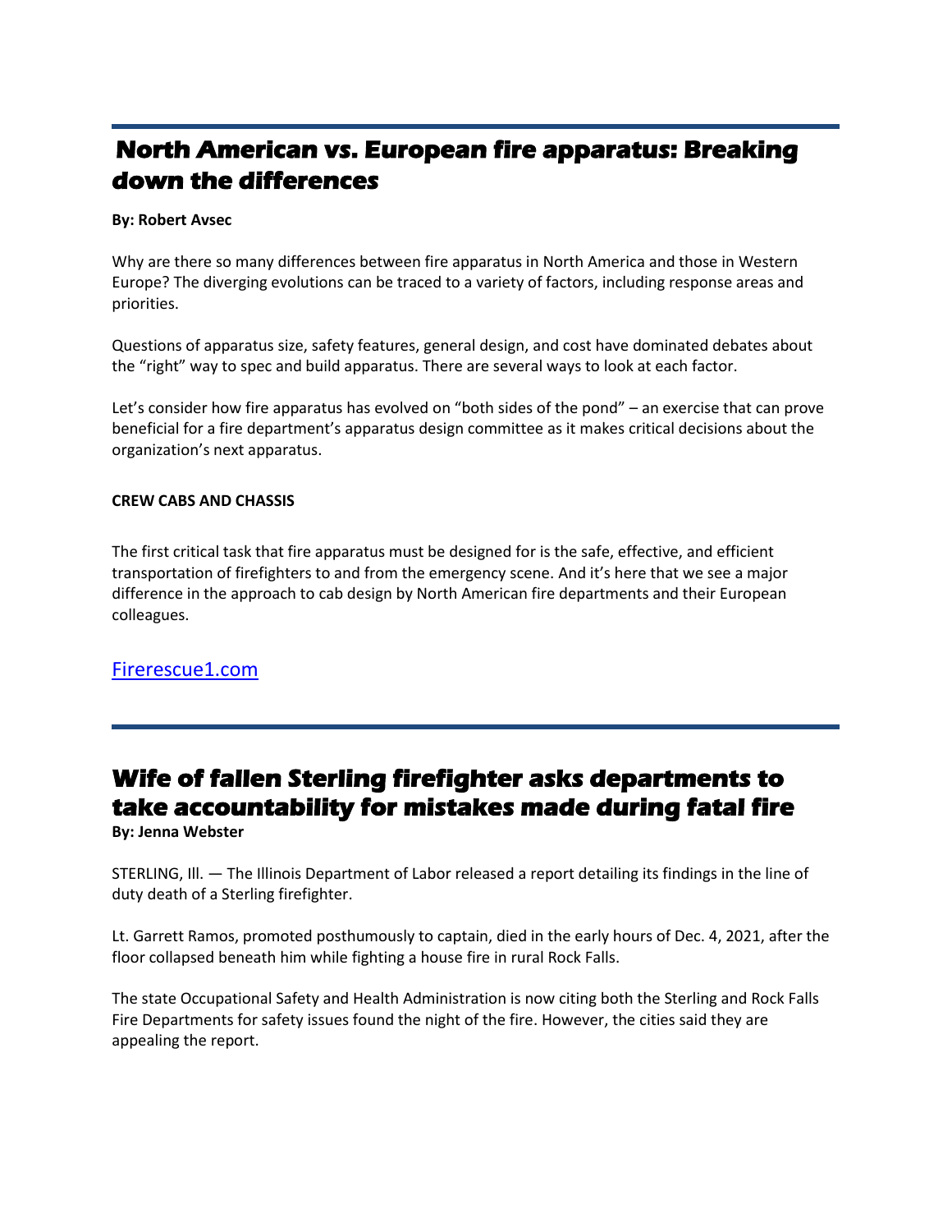## North American vs. European fire apparatus: Breaking down the differences

**By: Robert Avsec**

Why are there so many differences between fire apparatus in North America and those in Western Europe? The diverging evolutions can be traced to a variety of factors, including response areas and priorities.

Questions of apparatus size, safety features, general design, and cost have dominated debates about the "right" way to spec and build apparatus. There are several ways to look at each factor.

Let's consider how fire apparatus has evolved on "both sides of the pond" – an exercise that can prove beneficial for a fire department's apparatus design committee as it makes critical decisions about the organization's next apparatus.

**CREW CABS AND CHASSIS**

The first critical task that fire apparatus must be designed for is the safe, effective, and efficient transportation of firefighters to and from the emergency scene. And it's here that we see a major difference in the approach to cab design by North American fire departments and their European colleagues.

Firerescue1.com

---

## Wife of fallen Sterling firefighter asks departments to take accountability for mistakes made during fatal fire

**By: Jenna Webster**

STERLING, Ill. — The Illinois Department of Labor released a report detailing its findings in the line of duty death of a Sterling firefighter.

Lt. Garrett Ramos, promoted posthumously to captain, died in the early hours of Dec. 4, 2021, after the floor collapsed beneath him while fighting a house fire in rural Rock Falls.

The state Occupational Safety and Health Administration is now citing both the Sterling and Rock Falls Fire Departments for safety issues found the night of the fire. However, the cities said they are appealing the report.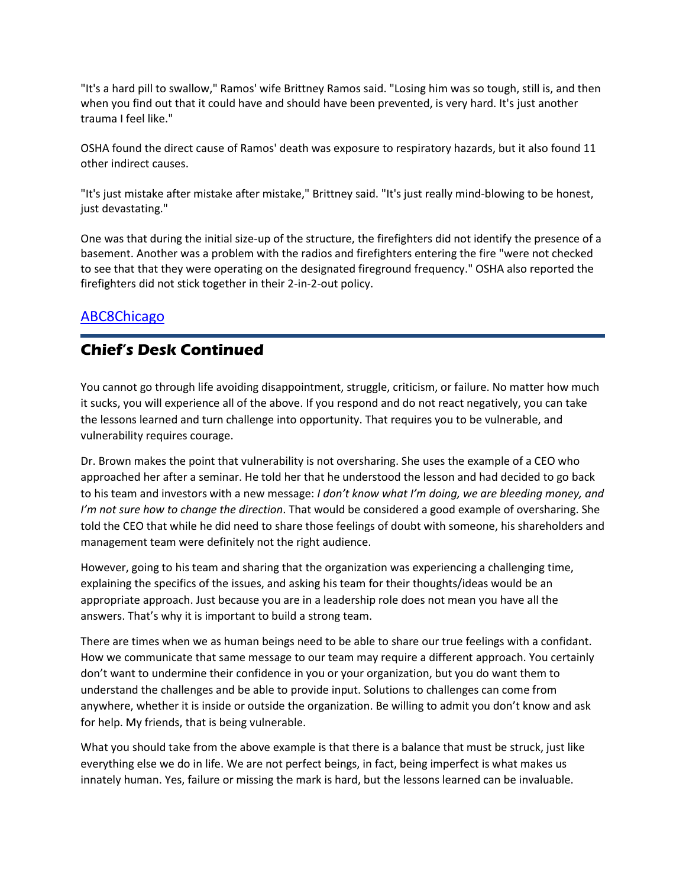"It's a hard pill to swallow," Ramos' wife Brittney Ramos said. "Losing him was so tough, still is, and then when you find out that it could have and should have been prevented, is very hard. It's just another trauma I feel like."

OSHA found the direct cause of Ramos' death was exposure to respiratory hazards, but it also found 11 other indirect causes.

"It's just mistake after mistake after mistake," Brittney said. "It's just really mind-blowing to be honest, just devastating."

One was that during the initial size-up of the structure, the firefighters did not identify the presence of a basement. Another was a problem with the radios and firefighters entering the fire "were not checked to see that that they were operating on the designated fireground frequency." OSHA also reported the firefighters did not stick together in their 2-in-2-out policy.

[ABC8Chicago]

## Chief's Desk Continued

You cannot go through life avoiding disappointment, struggle, criticism, or failure. No matter how much it sucks, you will experience all of the above. If you respond and do not react negatively, you can take the lessons learned and turn challenge into opportunity. That requires you to be vulnerable, and vulnerability requires courage.

Dr. Brown makes the point that vulnerability is not oversharing. She uses the example of a CEO who approached her after a seminar. He told her that he understood the lesson and had decided to go back to his team and investors with a new message: *I don't know what I'm doing, we are bleeding money, and I'm not sure how to change the direction*. That would be considered a good example of oversharing. She told the CEO that while he did need to share those feelings of doubt with someone, his shareholders and management team were definitely not the right audience.

However, going to his team and sharing that the organization was experiencing a challenging time, explaining the specifics of the issues, and asking his team for their thoughts/ideas would be an appropriate approach. Just because you are in a leadership role does not mean you have all the answers. That's why it is important to build a strong team.

There are times when we as human beings need to be able to share our true feelings with a confidant. How we communicate that same message to our team may require a different approach. You certainly don't want to undermine their confidence in you or your organization, but you do want them to understand the challenges and be able to provide input. Solutions to challenges can come from anywhere, whether it is inside or outside the organization. Be willing to admit you don't know and ask for help. My friends, that is being vulnerable.

What you should take from the above example is that there is a balance that must be struck, just like everything else we do in life. We are not perfect beings, in fact, being imperfect is what makes us innately human. Yes, failure or missing the mark is hard, but the lessons learned can be invaluable.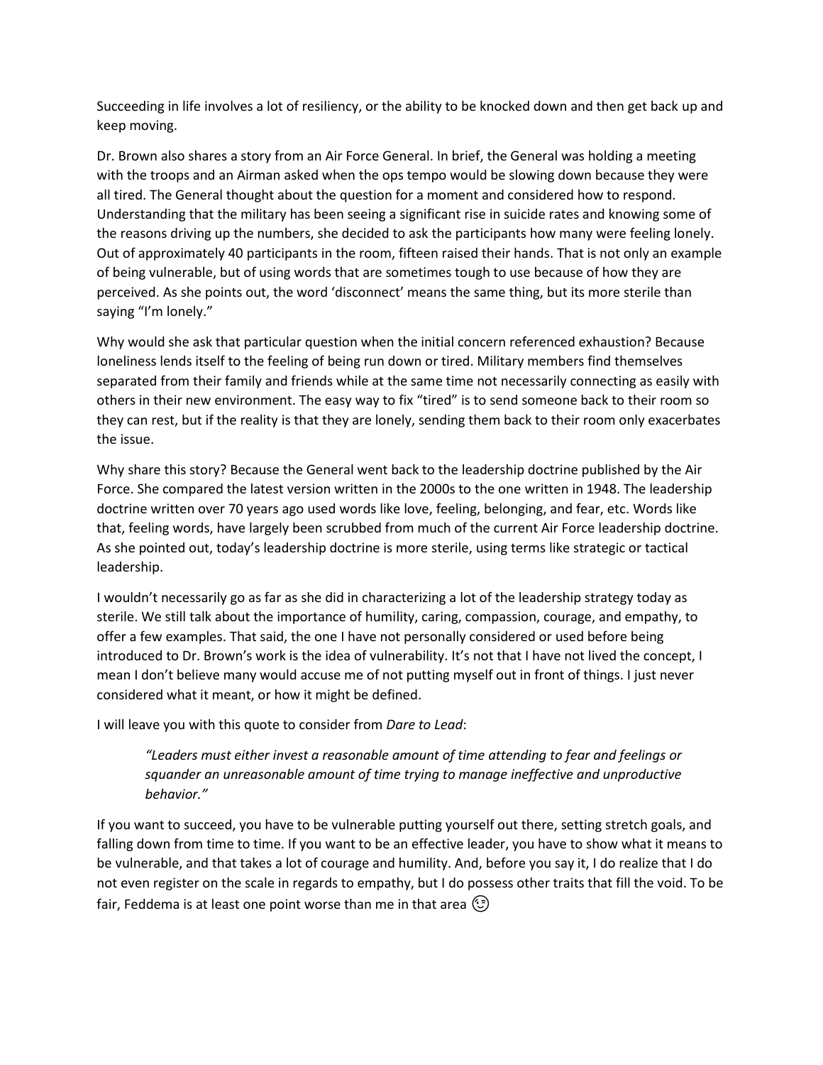Succeeding in life involves a lot of resiliency, or the ability to be knocked down and then get back up and keep moving.

Dr. Brown also shares a story from an Air Force General. In brief, the General was holding a meeting with the troops and an Airman asked when the ops tempo would be slowing down because they were all tired. The General thought about the question for a moment and considered how to respond. Understanding that the military has been seeing a significant rise in suicide rates and knowing some of the reasons driving up the numbers, she decided to ask the participants how many were feeling lonely. Out of approximately 40 participants in the room, fifteen raised their hands. That is not only an example of being vulnerable, but of using words that are sometimes tough to use because of how they are perceived. As she points out, the word 'disconnect' means the same thing, but its more sterile than saying "I'm lonely."

Why would she ask that particular question when the initial concern referenced exhaustion? Because loneliness lends itself to the feeling of being run down or tired. Military members find themselves separated from their family and friends while at the same time not necessarily connecting as easily with others in their new environment. The easy way to fix "tired" is to send someone back to their room so they can rest, but if the reality is that they are lonely, sending them back to their room only exacerbates the issue.

Why share this story? Because the General went back to the leadership doctrine published by the Air Force. She compared the latest version written in the 2000s to the one written in 1948. The leadership doctrine written over 70 years ago used words like love, feeling, belonging, and fear, etc. Words like that, feeling words, have largely been scrubbed from much of the current Air Force leadership doctrine. As she pointed out, today's leadership doctrine is more sterile, using terms like strategic or tactical leadership.

I wouldn't necessarily go as far as she did in characterizing a lot of the leadership strategy today as sterile. We still talk about the importance of humility, caring, compassion, courage, and empathy, to offer a few examples. That said, the one I have not personally considered or used before being introduced to Dr. Brown's work is the idea of vulnerability. It's not that I have not lived the concept, I mean I don't believe many would accuse me of not putting myself out in front of things. I just never considered what it meant, or how it might be defined.

I will leave you with this quote to consider from *Dare to Lead*:

> *"Leaders must either invest a reasonable amount of time attending to fear and feelings or squander an unreasonable amount of time trying to manage ineffective and unproductive behavior."*

If you want to succeed, you have to be vulnerable putting yourself out there, setting stretch goals, and falling down from time to time. If you want to be an effective leader, you have to show what it means to be vulnerable, and that takes a lot of courage and humility. And, before you say it, I do realize that I do not even register on the scale in regards to empathy, but I do possess other traits that fill the void. To be fair, Feddema is at least one point worse than me in that area 😉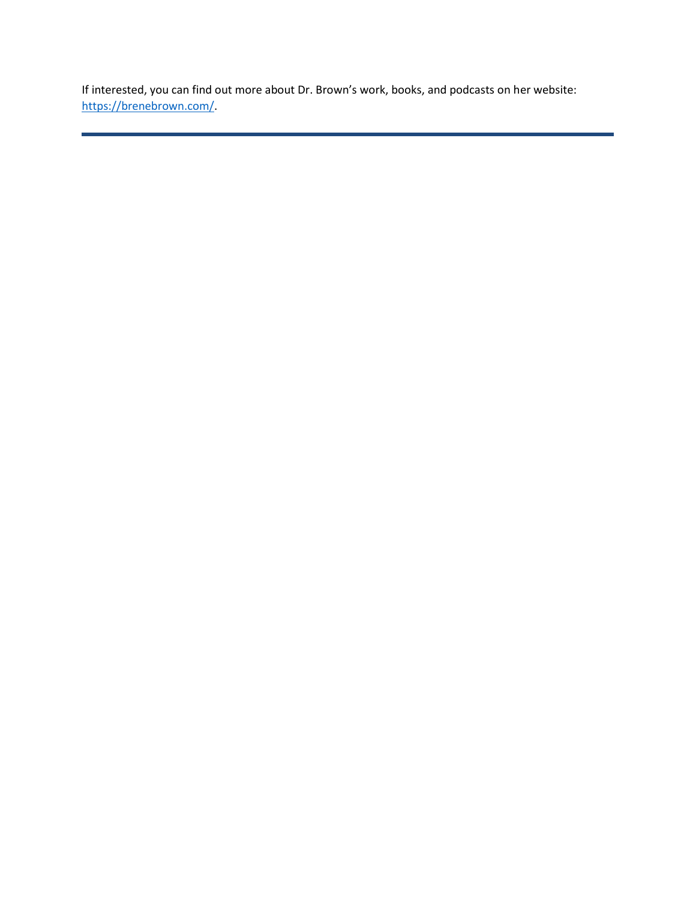If interested, you can find out more about Dr. Brown's work, books, and podcasts on her website: [https://brenebrown.com/](https://brenebrown.com/).

---